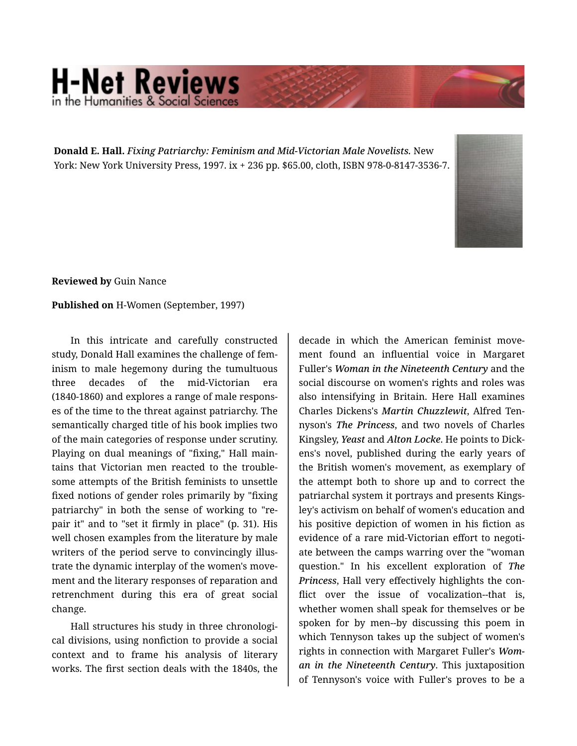**Donald E. Hall.** *Fixing Patriarchy: Feminism and Mid-Victorian Male Novelists.* New York: New York University Press, 1997. ix + 236 pp. $65.00, cloth, ISBN 978-0-8147-3536-7.

**Reviewed by** Guin Nance

**Published on** H-Women (September, 1997)

In this intricate and carefully constructed study, Donald Hall examines the challenge of feminism to male hegemony during the tumultuous three decades of the mid-Victorian era (1840-1860) and explores a range of male responses of the time to the threat against patriarchy. The semantically charged title of his book implies two of the main categories of response under scrutiny. Playing on dual meanings of "fixing," Hall maintains that Victorian men reacted to the troublesome attempts of the British feminists to unsettle fixed notions of gender roles primarily by "fixing patriarchy" in both the sense of working to "repair it" and to "set it firmly in place" (p. 31). His well chosen examples from the literature by male writers of the period serve to convincingly illustrate the dynamic interplay of the women's movement and the literary responses of reparation and retrenchment during this era of great social change.

Hall structures his study in three chronological divisions, using nonfiction to provide a social context and to frame his analysis of literary works. The first section deals with the 1840s, the decade in which the American feminist movement found an influential voice in Margaret Fuller's ***Woman in the Nineteenth Century*** and the social discourse on women's rights and roles was also intensifying in Britain. Here Hall examines Charles Dickens's ***Martin Chuzzlewit***, Alfred Tennyson's ***The Princess***, and two novels of Charles Kingsley, ***Yeast*** and ***Alton Locke***. He points to Dickens's novel, published during the early years of the British women's movement, as exemplary of the attempt both to shore up and to correct the patriarchal system it portrays and presents Kingsley's activism on behalf of women's education and his positive depiction of women in his fiction as evidence of a rare mid-Victorian effort to negotiate between the camps warring over the "woman question." In his excellent exploration of ***The Princess***, Hall very effectively highlights the conflict over the issue of vocalization--that is, whether women shall speak for themselves or be spoken for by men--by discussing this poem in which Tennyson takes up the subject of women's rights in connection with Margaret Fuller's ***Woman in the Nineteenth Century***. This juxtaposition of Tennyson's voice with Fuller's proves to be a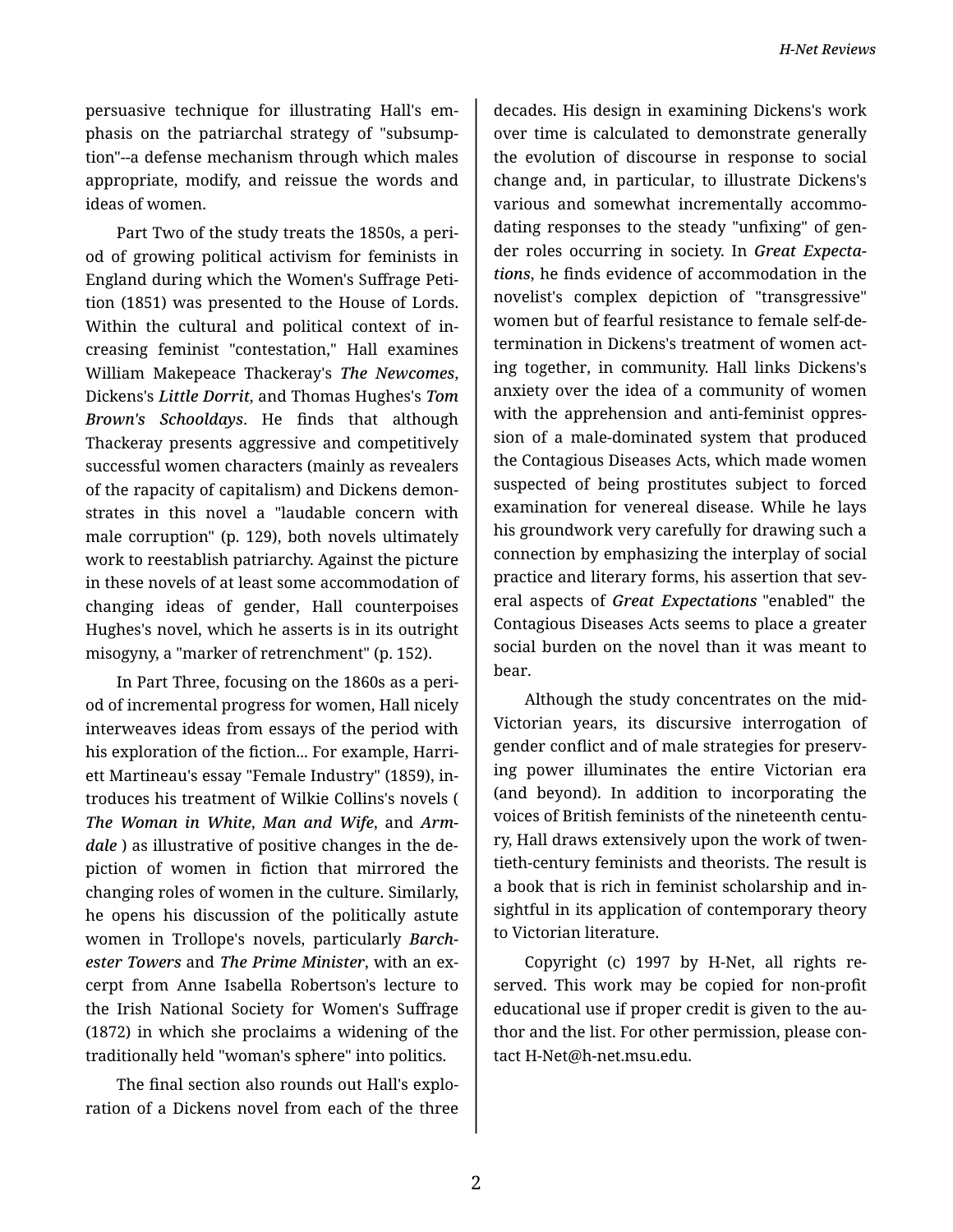persuasive technique for illustrating Hall's emphasis on the patriarchal strategy of "subsumption"--a defense mechanism through which males appropriate, modify, and reissue the words and ideas of women.

Part Two of the study treats the 1850s, a period of growing political activism for feminists in England during which the Women's Suffrage Petition (1851) was presented to the House of Lords. Within the cultural and political context of increasing feminist "contestation," Hall examines William Makepeace Thackeray's ***The Newcomes***, Dickens's ***Little Dorrit***, and Thomas Hughes's ***Tom Brown's Schooldays***. He finds that although Thackeray presents aggressive and competitively successful women characters (mainly as revealers of the rapacity of capitalism) and Dickens demonstrates in this novel a "laudable concern with male corruption" (p. 129), both novels ultimately work to reestablish patriarchy. Against the picture in these novels of at least some accommodation of changing ideas of gender, Hall counterpoises Hughes's novel, which he asserts is in its outright misogyny, a "marker of retrenchment" (p. 152).

In Part Three, focusing on the 1860s as a period of incremental progress for women, Hall nicely interweaves ideas from essays of the period with his exploration of the fiction... For example, Harriett Martineau's essay "Female Industry" (1859), introduces his treatment of Wilkie Collins's novels ( ***The Woman in White***, ***Man and Wife***, and ***Armdale*** ) as illustrative of positive changes in the depiction of women in fiction that mirrored the changing roles of women in the culture. Similarly, he opens his discussion of the politically astute women in Trollope's novels, particularly ***Barchester Towers*** and ***The Prime Minister***, with an excerpt from Anne Isabella Robertson's lecture to the Irish National Society for Women's Suffrage (1872) in which she proclaims a widening of the traditionally held "woman's sphere" into politics.

The final section also rounds out Hall's exploration of a Dickens novel from each of the three decades. His design in examining Dickens's work over time is calculated to demonstrate generally the evolution of discourse in response to social change and, in particular, to illustrate Dickens's various and somewhat incrementally accommodating responses to the steady "unfixing" of gender roles occurring in society. In ***Great Expectations***, he finds evidence of accommodation in the novelist's complex depiction of "transgressive" women but of fearful resistance to female self-determination in Dickens's treatment of women acting together, in community. Hall links Dickens's anxiety over the idea of a community of women with the apprehension and anti-feminist oppression of a male-dominated system that produced the Contagious Diseases Acts, which made women suspected of being prostitutes subject to forced examination for venereal disease. While he lays his groundwork very carefully for drawing such a connection by emphasizing the interplay of social practice and literary forms, his assertion that several aspects of ***Great Expectations*** "enabled" the Contagious Diseases Acts seems to place a greater social burden on the novel than it was meant to bear.

Although the study concentrates on the mid-Victorian years, its discursive interrogation of gender conflict and of male strategies for preserving power illuminates the entire Victorian era (and beyond). In addition to incorporating the voices of British feminists of the nineteenth century, Hall draws extensively upon the work of twentieth-century feminists and theorists. The result is a book that is rich in feminist scholarship and insightful in its application of contemporary theory to Victorian literature.

Copyright (c) 1997 by H-Net, all rights reserved. This work may be copied for non-profit educational use if proper credit is given to the author and the list. For other permission, please contact H-Net@h-net.msu.edu.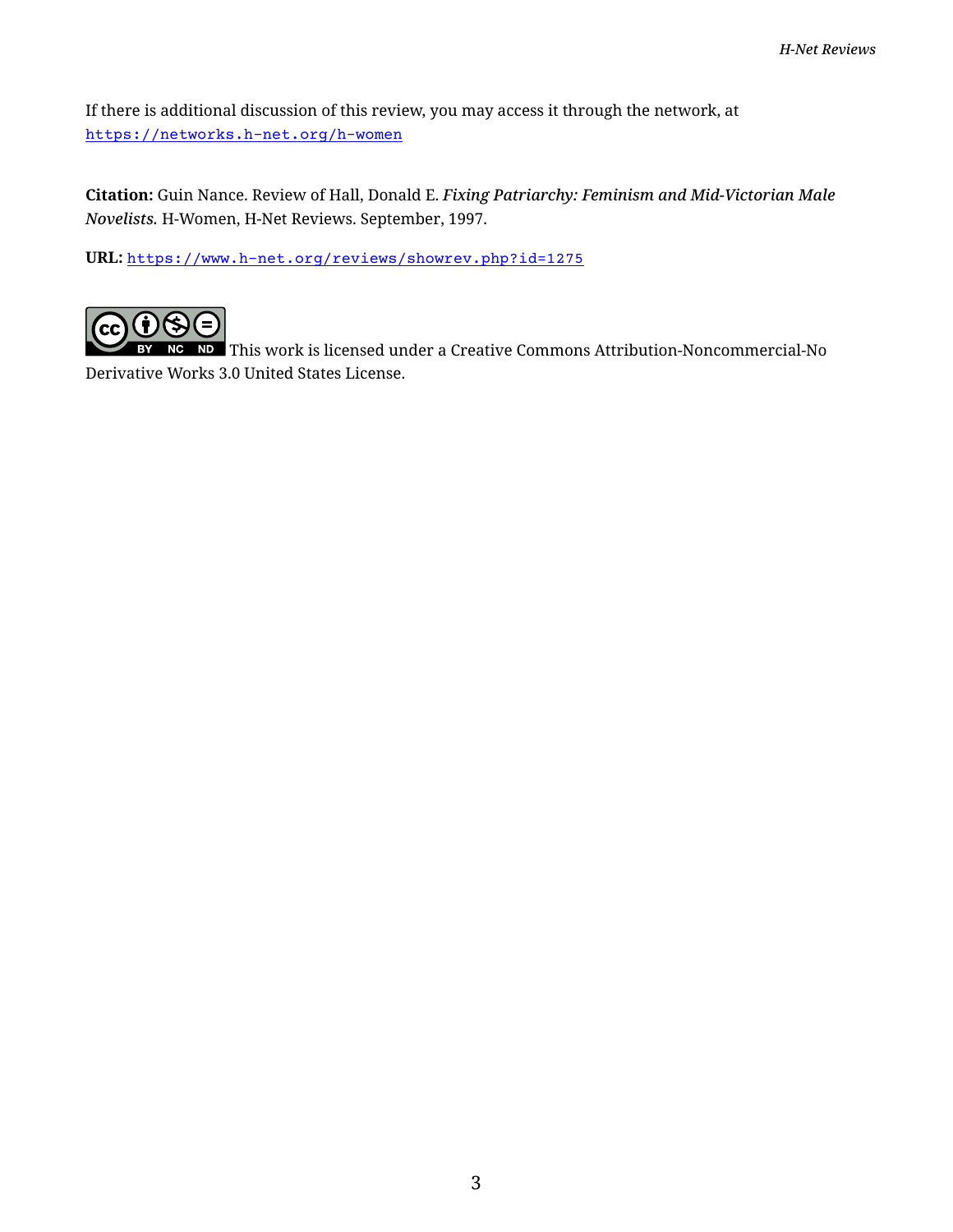If there is additional discussion of this review, you may access it through the network, at https://networks.h-net.org/h-women

**Citation:** Guin Nance. Review of Hall, Donald E. *Fixing Patriarchy: Feminism and Mid-Victorian Male Novelists.* H-Women, H-Net Reviews. September, 1997.

**URL:** https://www.h-net.org/reviews/showrev.php?id=1275

This work is licensed under a Creative Commons Attribution-Noncommercial-No Derivative Works 3.0 United States License.